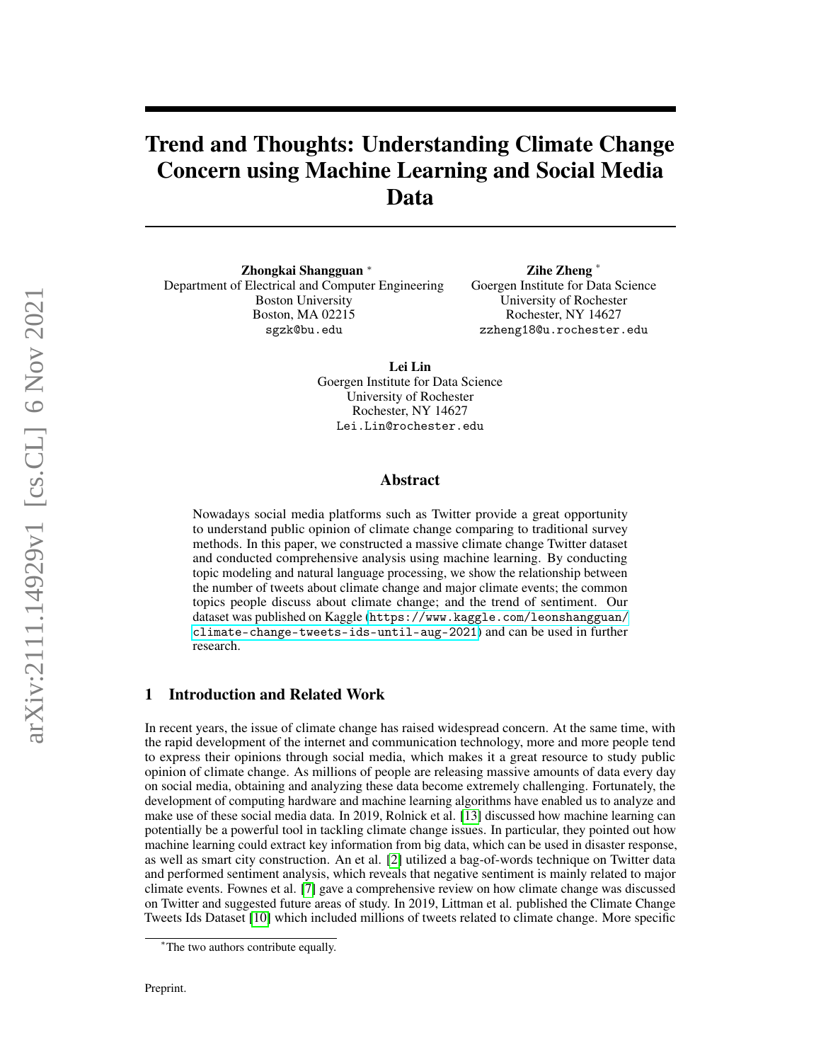# Trend and Thoughts: Understanding Climate Change Concern using Machine Learning and Social Media Data

**Zhongkai Shangguan** [*]
Department of Electrical and Computer Engineering
Boston University
Boston, MA 02215
sgzk@bu.edu

**Zihe Zheng** [*]
Goergen Institute for Data Science
University of Rochester
Rochester, NY 14627
zzheng18@u.rochester.edu

**Lei Lin**
Goergen Institute for Data Science
University of Rochester
Rochester, NY 14627
Lei.Lin@rochester.edu

## Abstract

Nowadays social media platforms such as Twitter provide a great opportunity to understand public opinion of climate change comparing to traditional survey methods. In this paper, we constructed a massive climate change Twitter dataset and conducted comprehensive analysis using machine learning. By conducting topic modeling and natural language processing, we show the relationship between the number of tweets about climate change and major climate events; the common topics people discuss about climate change; and the trend of sentiment. Our dataset was published on Kaggle (https://www.kaggle.com/leonshangguan/climate-change-tweets-ids-until-aug-2021) and can be used in further research.

## 1 Introduction and Related Work

In recent years, the issue of climate change has raised widespread concern. At the same time, with the rapid development of the internet and communication technology, more and more people tend to express their opinions through social media, which makes it a great resource to study public opinion of climate change. As millions of people are releasing massive amounts of data every day on social media, obtaining and analyzing these data become extremely challenging. Fortunately, the development of computing hardware and machine learning algorithms have enabled us to analyze and make use of these social media data. In 2019, Rolnick et al. [13] discussed how machine learning can potentially be a powerful tool in tackling climate change issues. In particular, they pointed out how machine learning could extract key information from big data, which can be used in disaster response, as well as smart city construction. An et al. [2] utilized a bag-of-words technique on Twitter data and performed sentiment analysis, which reveals that negative sentiment is mainly related to major climate events. Fownes et al. [7] gave a comprehensive review on how climate change was discussed on Twitter and suggested future areas of study. In 2019, Littman et al. published the Climate Change Tweets Ids Dataset [10] which included millions of tweets related to climate change. More specific

[*]The two authors contribute equally.

Preprint.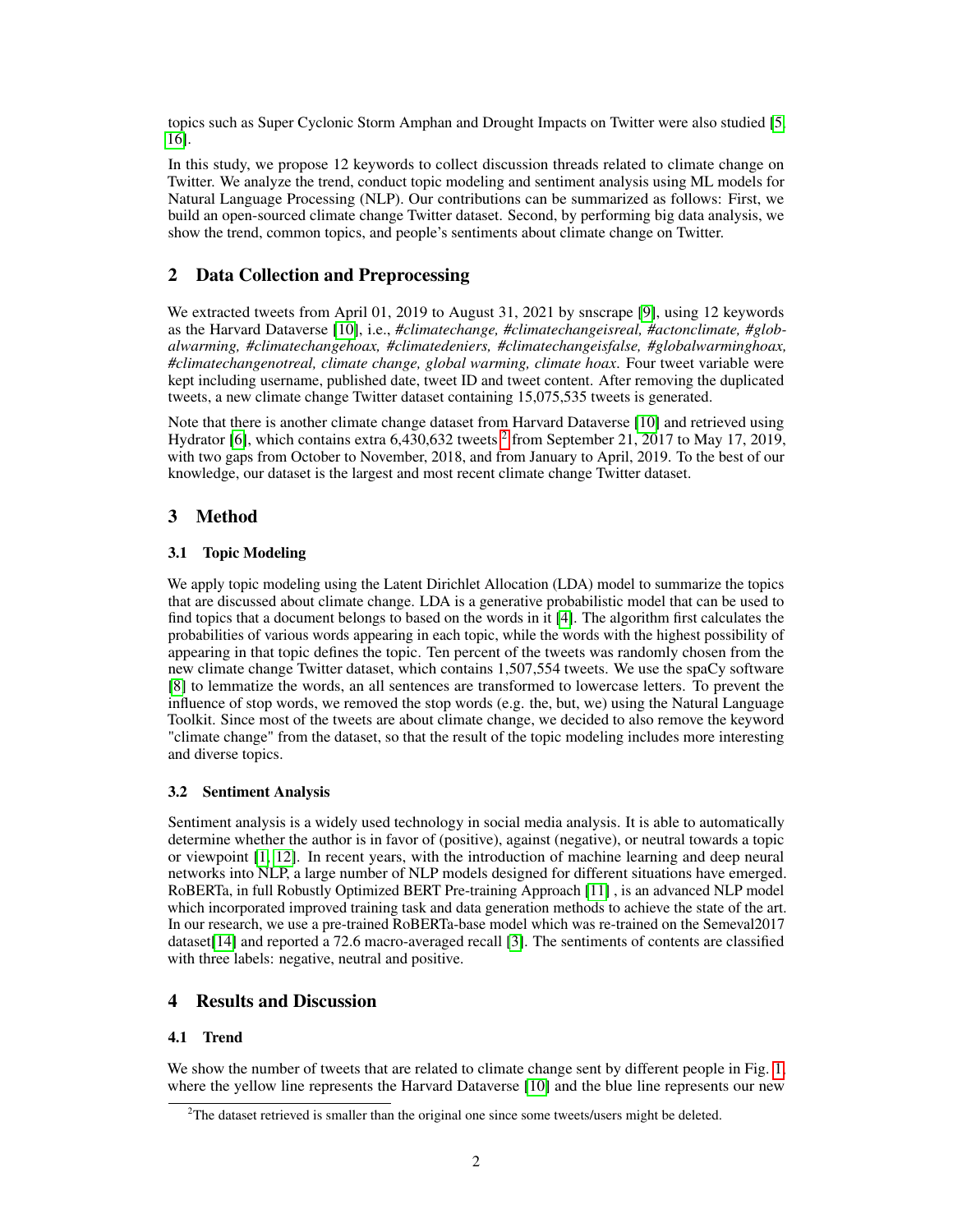topics such as Super Cyclonic Storm Amphan and Drought Impacts on Twitter were also studied [5, 16].

In this study, we propose 12 keywords to collect discussion threads related to climate change on Twitter. We analyze the trend, conduct topic modeling and sentiment analysis using ML models for Natural Language Processing (NLP). Our contributions can be summarized as follows: First, we build an open-sourced climate change Twitter dataset. Second, by performing big data analysis, we show the trend, common topics, and people's sentiments about climate change on Twitter.

## 2 Data Collection and Preprocessing

We extracted tweets from April 01, 2019 to August 31, 2021 by snscrape [9], using 12 keywords as the Harvard Dataverse [10], i.e., *#climatechange, #climatechangeisreal, #actonclimate, #globalwarming, #climatechangehoax, #climatedeniers, #climatechangeisfalse, #globalwarminghoax, #climatechangenotreal, climate change, global warming, climate hoax*. Four tweet variable were kept including username, published date, tweet ID and tweet content. After removing the duplicated tweets, a new climate change Twitter dataset containing 15,075,535 tweets is generated.

Note that there is another climate change dataset from Harvard Dataverse [10] and retrieved using Hydrator [6], which contains extra 6,430,632 tweets [2] from September 21, 2017 to May 17, 2019, with two gaps from October to November, 2018, and from January to April, 2019. To the best of our knowledge, our dataset is the largest and most recent climate change Twitter dataset.

## 3 Method

### 3.1 Topic Modeling

We apply topic modeling using the Latent Dirichlet Allocation (LDA) model to summarize the topics that are discussed about climate change. LDA is a generative probabilistic model that can be used to find topics that a document belongs to based on the words in it [4]. The algorithm first calculates the probabilities of various words appearing in each topic, while the words with the highest possibility of appearing in that topic defines the topic. Ten percent of the tweets was randomly chosen from the new climate change Twitter dataset, which contains 1,507,554 tweets. We use the spaCy software [8] to lemmatize the words, an all sentences are transformed to lowercase letters. To prevent the influence of stop words, we removed the stop words (e.g. the, but, we) using the Natural Language Toolkit. Since most of the tweets are about climate change, we decided to also remove the keyword "climate change" from the dataset, so that the result of the topic modeling includes more interesting and diverse topics.

### 3.2 Sentiment Analysis

Sentiment analysis is a widely used technology in social media analysis. It is able to automatically determine whether the author is in favor of (positive), against (negative), or neutral towards a topic or viewpoint [1, 12]. In recent years, with the introduction of machine learning and deep neural networks into NLP, a large number of NLP models designed for different situations have emerged. RoBERTa, in full Robustly Optimized BERT Pre-training Approach [11] , is an advanced NLP model which incorporated improved training task and data generation methods to achieve the state of the art. In our research, we use a pre-trained RoBERTa-base model which was re-trained on the Semeval2017 dataset[14] and reported a 72.6 macro-averaged recall [3]. The sentiments of contents are classified with three labels: negative, neutral and positive.

## 4 Results and Discussion

### 4.1 Trend

We show the number of tweets that are related to climate change sent by different people in Fig. 1, where the yellow line represents the Harvard Dataverse [10] and the blue line represents our new

[2] The dataset retrieved is smaller than the original one since some tweets/users might be deleted.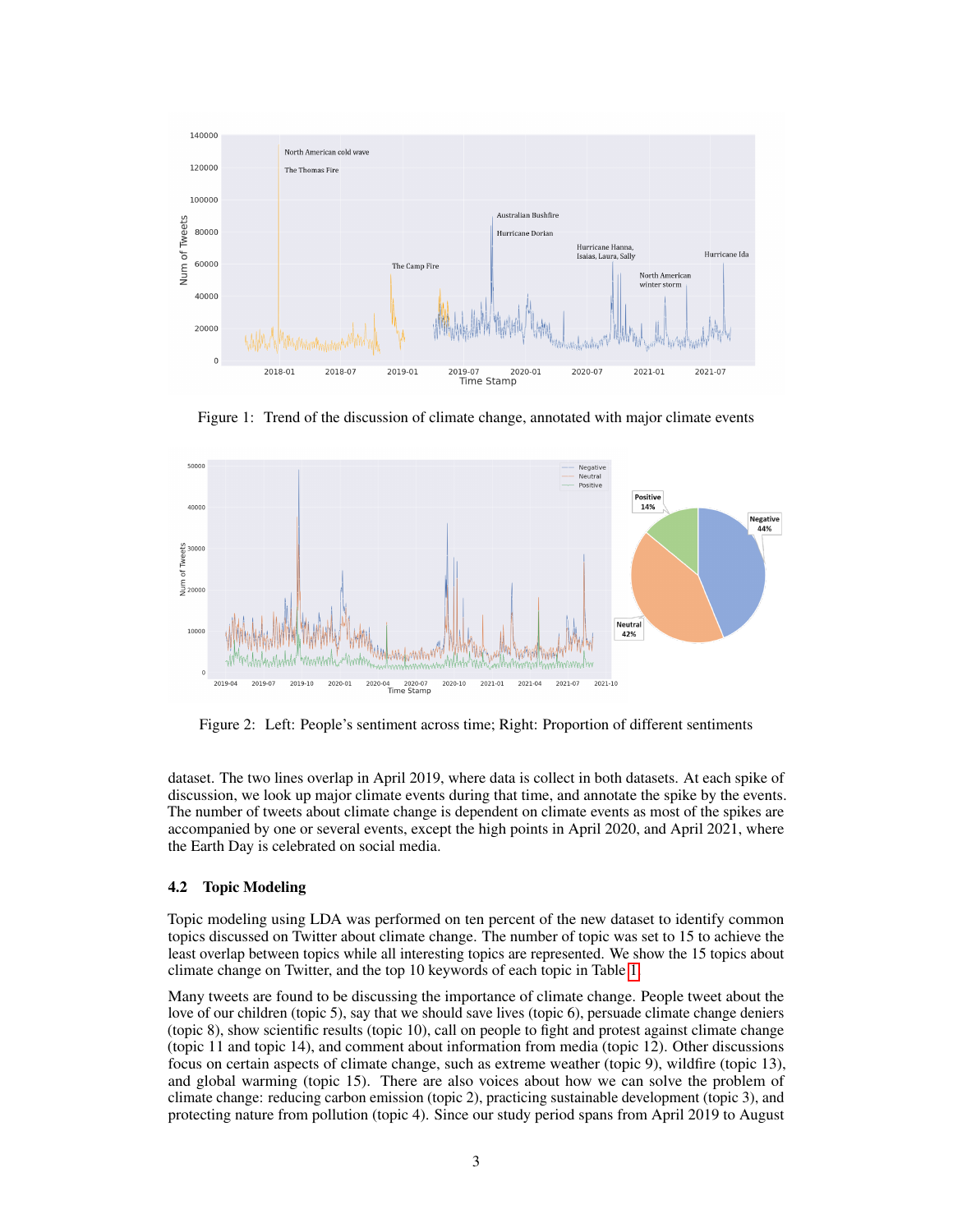Figure 1: Trend of the discussion of climate change, annotated with major climate events

Figure 2: Left: People's sentiment across time; Right: Proportion of different sentiments

dataset. The two lines overlap in April 2019, where data is collect in both datasets. At each spike of discussion, we look up major climate events during that time, and annotate the spike by the events. The number of tweets about climate change is dependent on climate events as most of the spikes are accompanied by one or several events, except the high points in April 2020, and April 2021, where the Earth Day is celebrated on social media.

## 4.2 Topic Modeling

Topic modeling using LDA was performed on ten percent of the new dataset to identify common topics discussed on Twitter about climate change. The number of topic was set to 15 to achieve the least overlap between topics while all interesting topics are represented. We show the 15 topics about climate change on Twitter, and the top 10 keywords of each topic in Table 1.

Many tweets are found to be discussing the importance of climate change. People tweet about the love of our children (topic 5), say that we should save lives (topic 6), persuade climate change deniers (topic 8), show scientific results (topic 10), call on people to fight and protest against climate change (topic 11 and topic 14), and comment about information from media (topic 12). Other discussions focus on certain aspects of climate change, such as extreme weather (topic 9), wildfire (topic 13), and global warming (topic 15). There are also voices about how we can solve the problem of climate change: reducing carbon emission (topic 2), practicing sustainable development (topic 3), and protecting nature from pollution (topic 4). Since our study period spans from April 2019 to August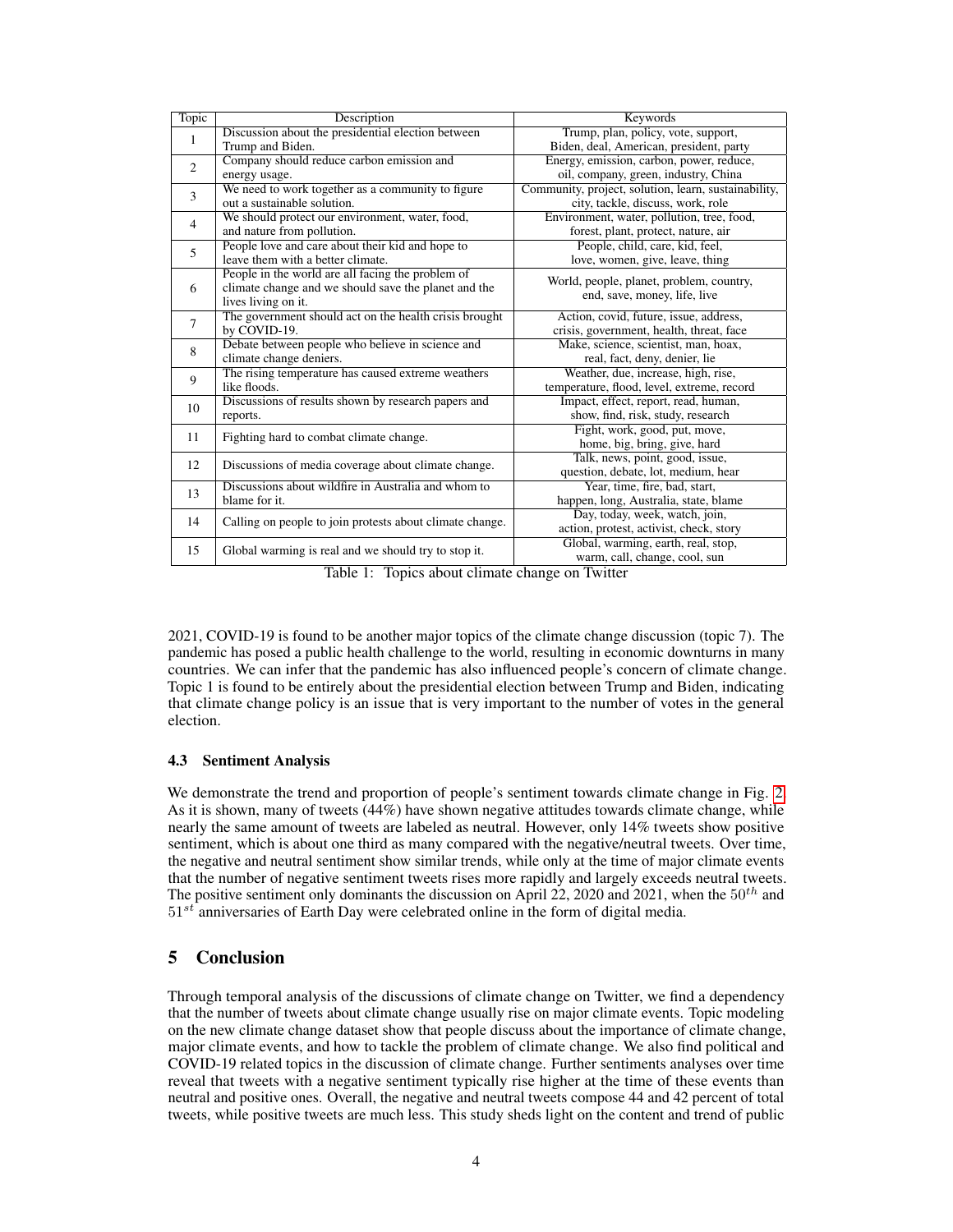| Topic | Description | Keywords |
|---|---|---|
| 1 | Discussion about the presidential election between Trump and Biden. | Trump, plan, policy, vote, support, Biden, deal, American, president, party |
| 2 | Company should reduce carbon emission and energy usage. | Energy, emission, carbon, power, reduce, oil, company, green, industry, China |
| 3 | We need to work together as a community to figure out a sustainable solution. | Community, project, solution, learn, sustainability, city, tackle, discuss, work, role |
| 4 | We should protect our environment, water, food, and nature from pollution. | Environment, water, pollution, tree, food, forest, plant, protect, nature, air |
| 5 | People love and care about their kid and hope to leave them with a better climate. | People, child, care, kid, feel, love, women, give, leave, thing |
| 6 | People in the world are all facing the problem of climate change and we should save the planet and the lives living on it. | World, people, planet, problem, country, end, save, money, life, live |
| 7 | The government should act on the health crisis brought by COVID-19. | Action, covid, future, issue, address, crisis, government, health, threat, face |
| 8 | Debate between people who believe in science and climate change deniers. | Make, science, scientist, man, hoax, real, fact, deny, denier, lie |
| 9 | The rising temperature has caused extreme weathers like floods. | Weather, due, increase, high, rise, temperature, flood, level, extreme, record |
| 10 | Discussions of results shown by research papers and reports. | Impact, effect, report, read, human, show, find, risk, study, research |
| 11 | Fighting hard to combat climate change. | Fight, work, good, put, move, home, big, bring, give, hard |
| 12 | Discussions of media coverage about climate change. | Talk, news, point, good, issue, question, debate, lot, medium, hear |
| 13 | Discussions about wildfire in Australia and whom to blame for it. | Year, time, fire, bad, start, happen, long, Australia, state, blame |
| 14 | Calling on people to join protests about climate change. | Day, today, week, watch, join, action, protest, activist, check, story |
| 15 | Global warming is real and we should try to stop it. | Global, warming, earth, real, stop, warm, call, change, cool, sun |

Table 1: Topics about climate change on Twitter

2021, COVID-19 is found to be another major topics of the climate change discussion (topic 7). The pandemic has posed a public health challenge to the world, resulting in economic downturns in many countries. We can infer that the pandemic has also influenced people's concern of climate change. Topic 1 is found to be entirely about the presidential election between Trump and Biden, indicating that climate change policy is an issue that is very important to the number of votes in the general election.

### 4.3 Sentiment Analysis

We demonstrate the trend and proportion of people's sentiment towards climate change in Fig. 2. As it is shown, many of tweets (44%) have shown negative attitudes towards climate change, while nearly the same amount of tweets are labeled as neutral. However, only 14% tweets show positive sentiment, which is about one third as many compared with the negative/neutral tweets. Over time, the negative and neutral sentiment show similar trends, while only at the time of major climate events that the number of negative sentiment tweets rises more rapidly and largely exceeds neutral tweets. The positive sentiment only dominants the discussion on April 22, 2020 and 2021, when the $50^{th}$ and $51^{st}$ anniversaries of Earth Day were celebrated online in the form of digital media.

## 5 Conclusion

Through temporal analysis of the discussions of climate change on Twitter, we find a dependency that the number of tweets about climate change usually rise on major climate events. Topic modeling on the new climate change dataset show that people discuss about the importance of climate change, major climate events, and how to tackle the problem of climate change. We also find political and COVID-19 related topics in the discussion of climate change. Further sentiments analyses over time reveal that tweets with a negative sentiment typically rise higher at the time of these events than neutral and positive ones. Overall, the negative and neutral tweets compose 44 and 42 percent of total tweets, while positive tweets are much less. This study sheds light on the content and trend of public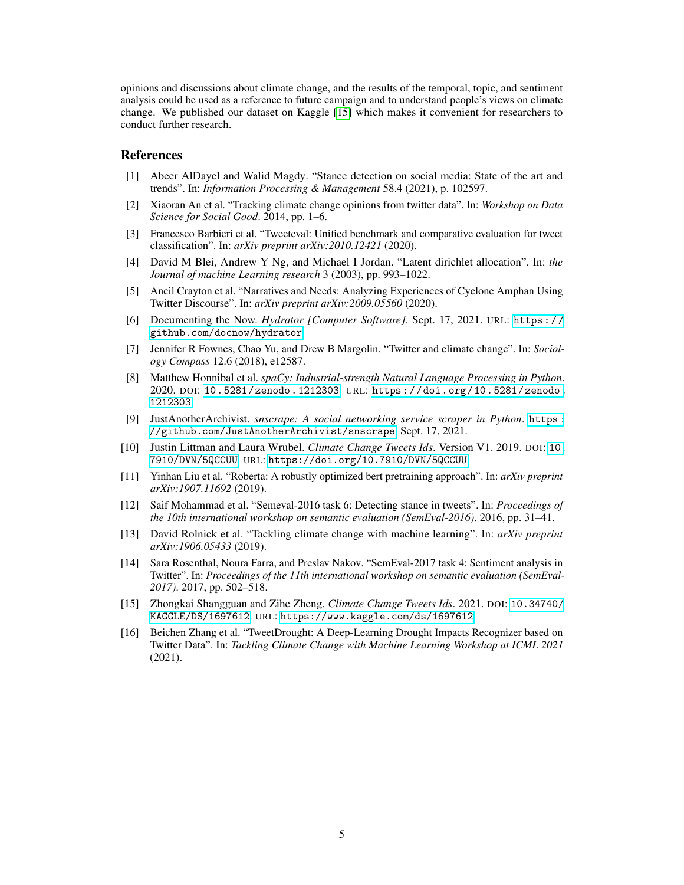opinions and discussions about climate change, and the results of the temporal, topic, and sentiment analysis could be used as a reference to future campaign and to understand people's views on climate change. We published our dataset on Kaggle [15] which makes it convenient for researchers to conduct further research.

## References

[1] Abeer AlDayel and Walid Magdy. "Stance detection on social media: State of the art and trends". In: *Information Processing & Management* 58.4 (2021), p. 102597.

[2] Xiaoran An et al. "Tracking climate change opinions from twitter data". In: *Workshop on Data Science for Social Good*. 2014, pp. 1–6.

[3] Francesco Barbieri et al. "Tweeteval: Unified benchmark and comparative evaluation for tweet classification". In: *arXiv preprint arXiv:2010.12421* (2020).

[4] David M Blei, Andrew Y Ng, and Michael I Jordan. "Latent dirichlet allocation". In: *the Journal of machine Learning research* 3 (2003), pp. 993–1022.

[5] Ancil Crayton et al. "Narratives and Needs: Analyzing Experiences of Cyclone Amphan Using Twitter Discourse". In: *arXiv preprint arXiv:2009.05560* (2020).

[6] Documenting the Now. *Hydrator [Computer Software]*. Sept. 17, 2021. URL: `https://github.com/docnow/hydrator`.

[7] Jennifer R Fownes, Chao Yu, and Drew B Margolin. "Twitter and climate change". In: *Sociology Compass* 12.6 (2018), e12587.

[8] Matthew Honnibal et al. *spaCy: Industrial-strength Natural Language Processing in Python*. 2020. DOI: `10.5281/zenodo.1212303`. URL: `https://doi.org/10.5281/zenodo.1212303`.

[9] JustAnotherArchivist. *snscrape: A social networking service scraper in Python*. `https://github.com/JustAnotherArchivist/snscrape`. Sept. 17, 2021.

[10] Justin Littman and Laura Wrubel. *Climate Change Tweets Ids*. Version V1. 2019. DOI: `10.7910/DVN/5QCCUU`. URL: `https://doi.org/10.7910/DVN/5QCCUU`.

[11] Yinhan Liu et al. "Roberta: A robustly optimized bert pretraining approach". In: *arXiv preprint arXiv:1907.11692* (2019).

[12] Saif Mohammad et al. "Semeval-2016 task 6: Detecting stance in tweets". In: *Proceedings of the 10th international workshop on semantic evaluation (SemEval-2016)*. 2016, pp. 31–41.

[13] David Rolnick et al. "Tackling climate change with machine learning". In: *arXiv preprint arXiv:1906.05433* (2019).

[14] Sara Rosenthal, Noura Farra, and Preslav Nakov. "SemEval-2017 task 4: Sentiment analysis in Twitter". In: *Proceedings of the 11th international workshop on semantic evaluation (SemEval-2017)*. 2017, pp. 502–518.

[15] Zhongkai Shangguan and Zihe Zheng. *Climate Change Tweets Ids*. 2021. DOI: `10.34740/KAGGLE/DS/1697612`. URL: `https://www.kaggle.com/ds/1697612`.

[16] Beichen Zhang et al. "TweetDrought: A Deep-Learning Drought Impacts Recognizer based on Twitter Data". In: *Tackling Climate Change with Machine Learning Workshop at ICML 2021* (2021).